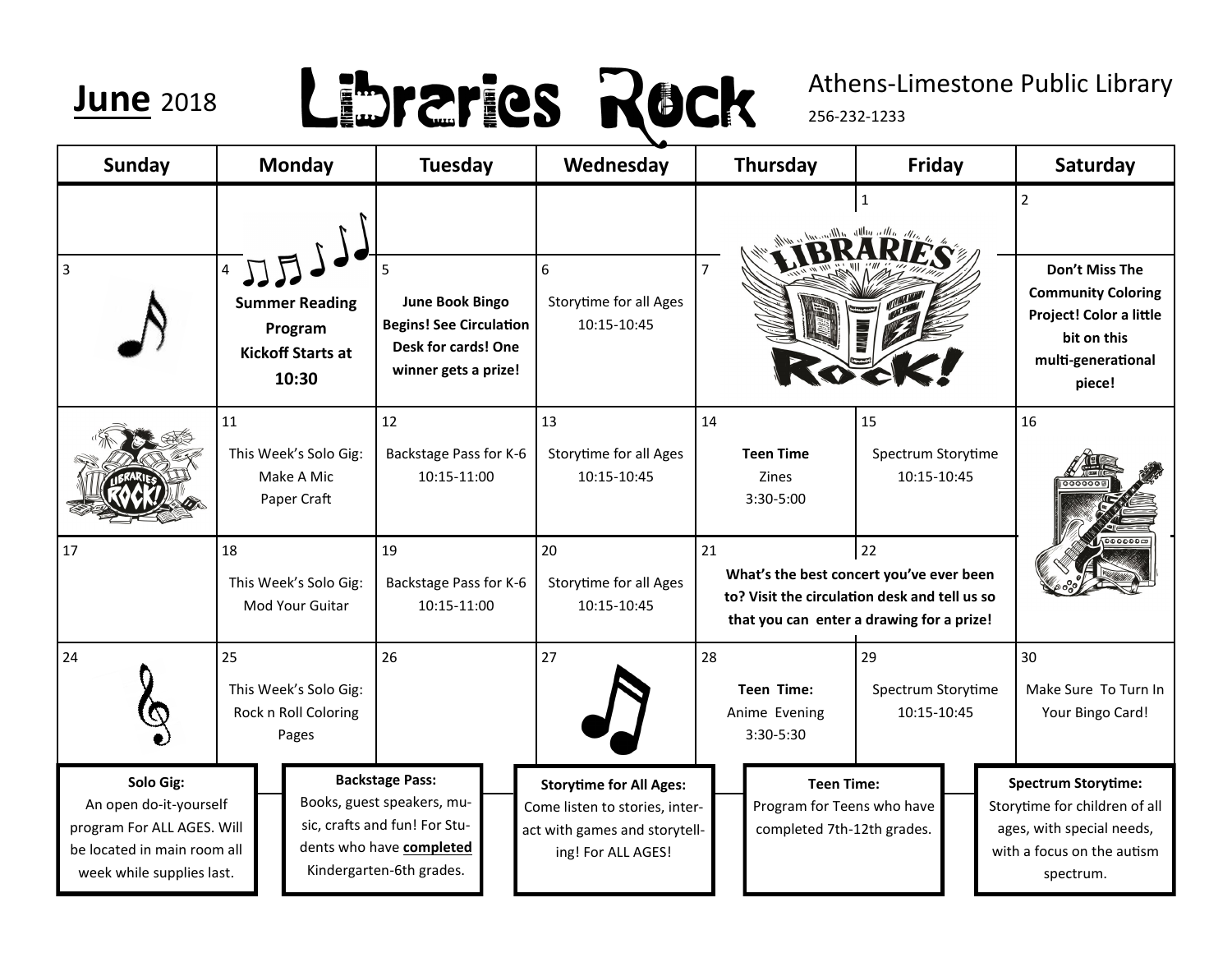# June 2018 — Libraries Rock

Athens-Limestone Public Library

256-232-1233

| Sunday | Monday | Tuesday | Wednesday | Thursday | Friday | Saturday |
|---|---|---|---|---|---|---|
| | | | | | 1 | 2 |
| 3 | 4 **Summer Reading Program Kickoff Starts at 10:30** | 5 **June Book Bingo Begins! See Circulation Desk for cards! One winner gets a prize!** | 6 Storytime for all Ages 10:15-10:45 | 7 | | **Don't Miss The Community Coloring Project! Color a little bit on this multi-generational piece!** |
| | 11 This Week's Solo Gig: Make A Mic Paper Craft | 12 Backstage Pass for K-6 10:15-11:00 | 13 Storytime for all Ages 10:15-10:45 | 14 **Teen Time** Zines 3:30-5:00 | 15 Spectrum Storytime 10:15-10:45 | 16 |
| 17 | 18 This Week's Solo Gig: Mod Your Guitar | 19 Backstage Pass for K-6 10:15-11:00 | 20 Storytime for all Ages 10:15-10:45 | 21 **What's the best concert you've ever been to? Visit the circulation desk and tell us so that you can enter a drawing for a prize!** | 22 | |
| 24 | 25 This Week's Solo Gig: Rock n Roll Coloring Pages | 26 | 27 | 28 **Teen Time:** Anime Evening 3:30-5:30 | 29 Spectrum Storytime 10:15-10:45 | 30 Make Sure To Turn In Your Bingo Card! |

**Solo Gig:** An open do-it-yourself program For ALL AGES. Will be located in main room all week while supplies last.

**Backstage Pass:** Books, guest speakers, music, crafts and fun! For Students who have **completed** Kindergarten-6th grades.

**Storytime for All Ages:** Come listen to stories, interact with games and storytelling! For ALL AGES!

**Teen Time:** Program for Teens who have completed 7th-12th grades.

**Spectrum Storytime:** Storytime for children of all ages, with special needs, with a focus on the autism spectrum.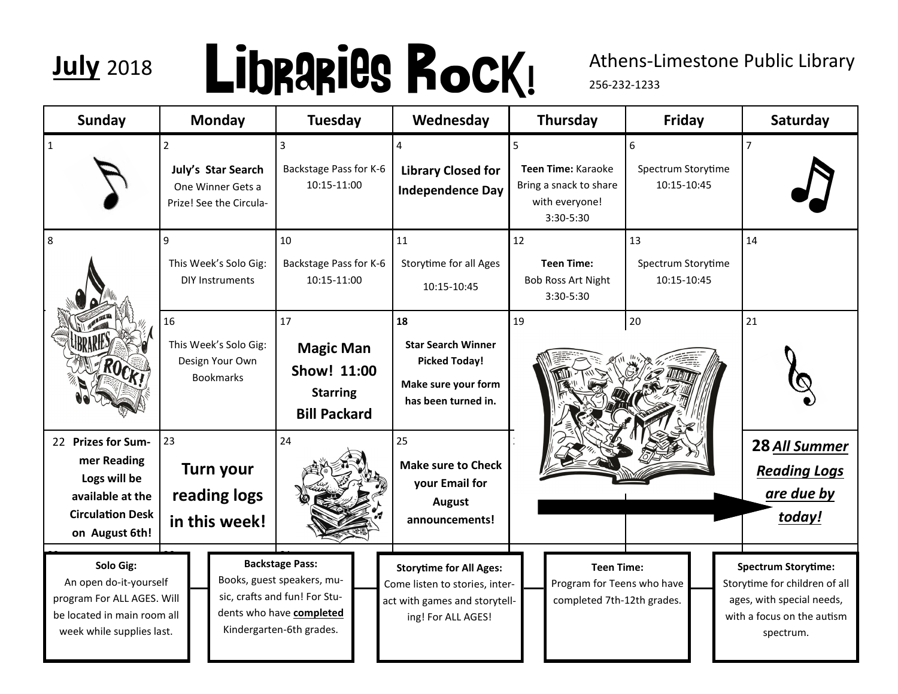**July** 2018

# Libraries Rock!

Athens-Limestone Public Library

256-232-1233

| Sunday | Monday | Tuesday | Wednesday | Thursday | Friday | Saturday |
|---|---|---|---|---|---|---|
| 1 | 2 **July's Star Search** One Winner Gets a Prize! See the Circula- | 3 Backstage Pass for K-6 10:15-11:00 | 4 **Library Closed for Independence Day** | 5 **Teen Time:** Karaoke Bring a snack to share with everyone! 3:30-5:30 | 6 Spectrum Storytime 10:15-10:45 | 7 |
| 8 | 9 This Week's Solo Gig: DIY Instruments | 10 Backstage Pass for K-6 10:15-11:00 | 11 Storytime for all Ages 10:15-10:45 | 12 **Teen Time:** Bob Ross Art Night 3:30-5:30 | 13 Spectrum Storytime 10:15-10:45 | 14 |
| 15 | 16 This Week's Solo Gig: Design Your Own Bookmarks | 17 **Magic Man Show! 11:00 Starring Bill Packard** | **18 Star Search Winner Picked Today! Make sure your form has been turned in.** | 19 | 20 | 21 |
| 22 **Prizes for Summer Reading Logs will be available at the Circulation Desk on August 6th!** | 23 **Turn your reading logs in this week!** | 24 | 25 **Make sure to Check your Email for August announcements!** | 26 | 27 | **28** ***All Summer Reading Logs are due by today!*** |

**Solo Gig:**
An open do-it-yourself program For ALL AGES. Will be located in main room all week while supplies last.

**Backstage Pass:**
Books, guest speakers, music, crafts and fun! For Students who have **completed** Kindergarten-6th grades.

**Storytime for All Ages:**
Come listen to stories, interact with games and storytelling! For ALL AGES!

**Teen Time:**
Program for Teens who have completed 7th-12th grades.

**Spectrum Storytime:**
Storytime for children of all ages, with special needs, with a focus on the autism spectrum.